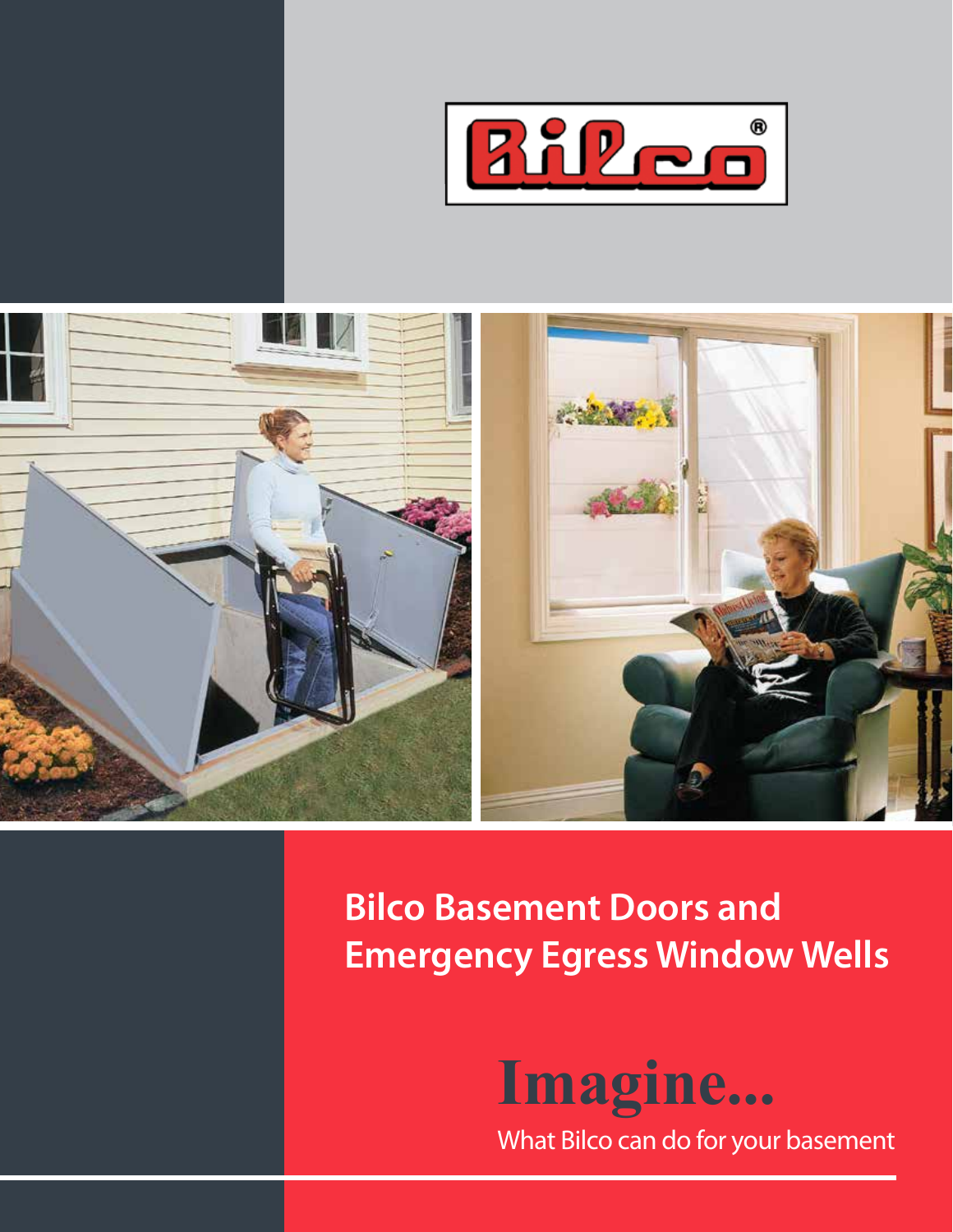Bilco®

# Bilco Basement Doors and Emergency Egress Window Wells

## Imagine...

What Bilco can do for your basement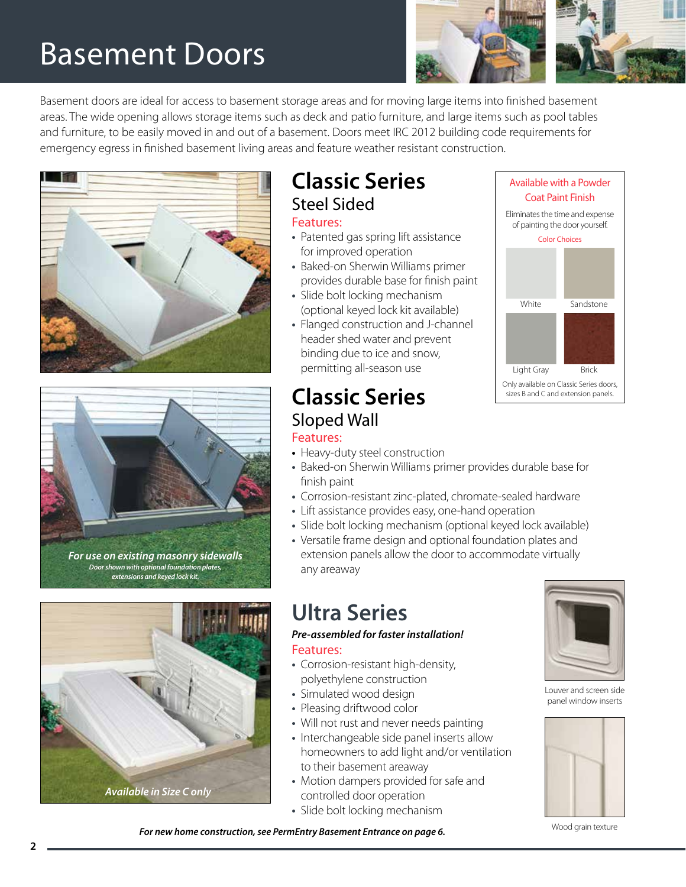# Basement Doors

Basement doors are ideal for access to basement storage areas and for moving large items into finished basement areas. The wide opening allows storage items such as deck and patio furniture, and large items such as pool tables and furniture, to be easily moved in and out of a basement. Doors meet IRC 2012 building code requirements for emergency egress in finished basement living areas and feature weather resistant construction.

## Classic Series

### Steel Sided

Features:

- Patented gas spring lift assistance for improved operation
- Baked-on Sherwin Williams primer provides durable base for finish paint
- Slide bolt locking mechanism (optional keyed lock kit available)
- Flanged construction and J-channel header shed water and prevent binding due to ice and snow, permitting all-season use

**Available with a Powder Coat Paint Finish**

Eliminates the time and expense of painting the door yourself.

Color Choices

- White
- Sandstone
- Light Gray
- Brick

Only available on Classic Series doors, sizes B and C and extension panels.

## Classic Series

### Sloped Wall

Features:

- Heavy-duty steel construction
- Baked-on Sherwin Williams primer provides durable base for finish paint
- Corrosion-resistant zinc-plated, chromate-sealed hardware
- Lift assistance provides easy, one-hand operation
- Slide bolt locking mechanism (optional keyed lock available)
- Versatile frame design and optional foundation plates and extension panels allow the door to accommodate virtually any areaway

***For use on existing masonry sidewalls***

*Door shown with optional foundation plates, extensions and keyed lock kit.*

## Ultra Series

***Pre-assembled for faster installation!***

Features:

- Corrosion-resistant high-density, polyethylene construction
- Simulated wood design
- Pleasing driftwood color
- Will not rust and never needs painting
- Interchangeable side panel inserts allow homeowners to add light and/or ventilation to their basement areaway
- Motion dampers provided for safe and controlled door operation
- Slide bolt locking mechanism

***Available in Size C only***

Louver and screen side panel window inserts

Wood grain texture

***For new home construction, see PermEntry Basement Entrance on page 6.***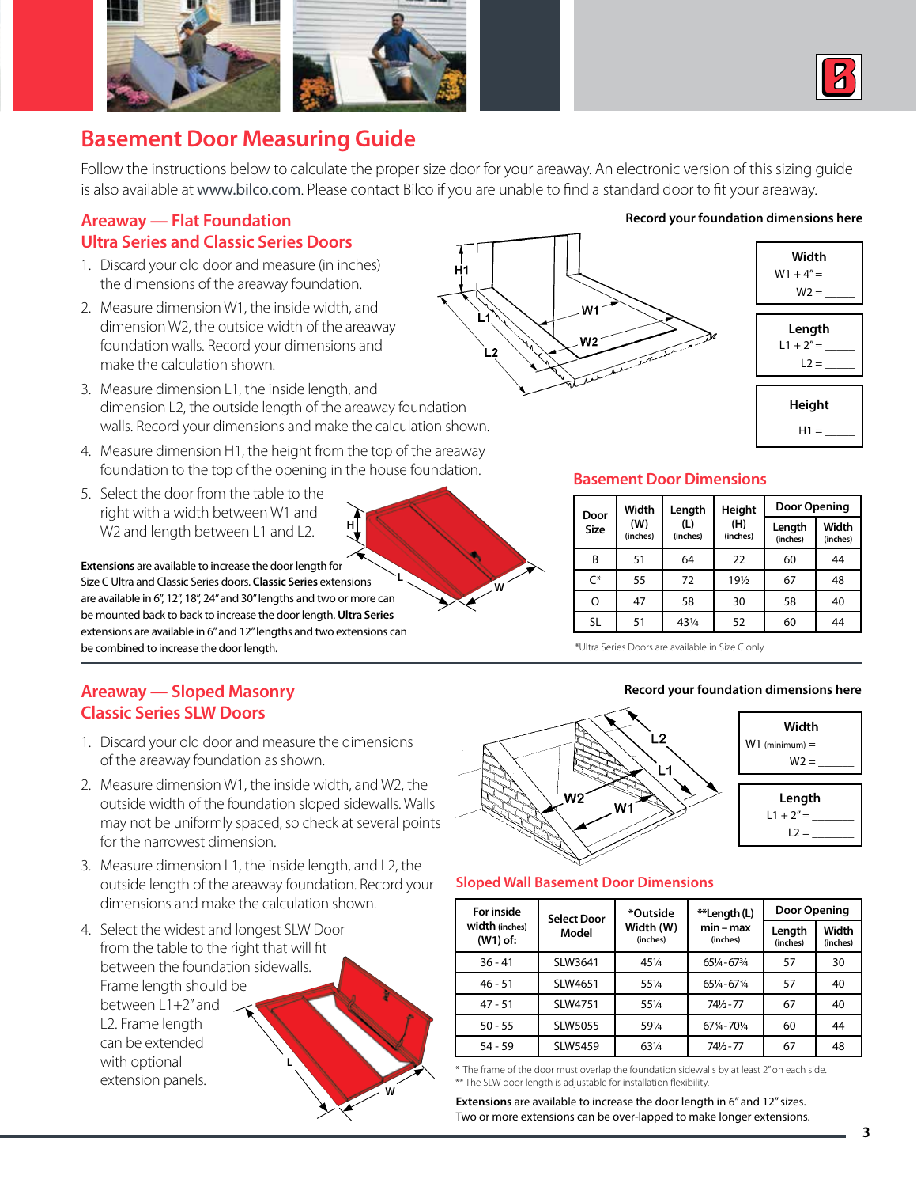# Basement Door Measuring Guide

Follow the instructions below to calculate the proper size door for your areaway. An electronic version of this sizing guide is also available at www.bilco.com. Please contact Bilco if you are unable to find a standard door to fit your areaway.

## Areaway — Flat Foundation
## Ultra Series and Classic Series Doors

1. Discard your old door and measure (in inches) the dimensions of the areaway foundation.
2. Measure dimension W1, the inside width, and dimension W2, the outside width of the areaway foundation walls. Record your dimensions and make the calculation shown.
3. Measure dimension L1, the inside length, and dimension L2, the outside length of the areaway foundation walls. Record your dimensions and make the calculation shown.
4. Measure dimension H1, the height from the top of the areaway foundation to the top of the opening in the house foundation.
5. Select the door from the table to the right with a width between W1 and W2 and length between L1 and L2.

**Extensions** are available to increase the door length for Size C Ultra and Classic Series doors. **Classic Series** extensions are available in 6", 12", 18", 24" and 30" lengths and two or more can be mounted back to back to increase the door length. **Ultra Series** extensions are available in 6" and 12" lengths and two extensions can be combined to increase the door length.

**Record your foundation dimensions here**

**Width**
W1 + 4" = _____
W2 = _____

**Length**
L1 + 2" = _____
L2 = _____

**Height**
H1 = _____

### Basement Door Dimensions

| Door Size | Width (W) (inches) | Length (L) (inches) | Height (H) (inches) | Door Opening | |
|---|---|---|---|---|---|
| | | | | Length (inches) | Width (inches) |
| B | 51 | 64 | 22 | 60 | 44 |
| C* | 55 | 72 | 19½ | 67 | 48 |
| O | 47 | 58 | 30 | 58 | 40 |
| SL | 51 | 43¼ | 52 | 60 | 44 |

*Ultra Series Doors are available in Size C only

## Areaway — Sloped Masonry
## Classic Series SLW Doors

1. Discard your old door and measure the dimensions of the areaway foundation as shown.
2. Measure dimension W1, the inside width, and W2, the outside width of the foundation sloped sidewalls. Walls may not be uniformly spaced, so check at several points for the narrowest dimension.
3. Measure dimension L1, the inside length, and L2, the outside length of the areaway foundation. Record your dimensions and make the calculation shown.
4. Select the widest and longest SLW Door from the table to the right that will fit between the foundation sidewalls. Frame length should be between L1+2" and L2. Frame length can be extended with optional extension panels.

**Record your foundation dimensions here**

**Width**
W1 (minimum) = _______
W2 = _______

**Length**
L1 + 2" = _______
L2 = _______

### Sloped Wall Basement Door Dimensions

| For inside width (inches) (W1) of: | Select Door Model | *Outside Width (W) (inches) | **Length (L) min – max (inches) | Door Opening | |
|---|---|---|---|---|---|
| | | | | Length (inches) | Width (inches) |
| 36 - 41 | SLW3641 | 45¼ | 65¼ - 67¾ | 57 | 30 |
| 46 - 51 | SLW4651 | 55¼ | 65¼ - 67¾ | 57 | 40 |
| 47 - 51 | SLW4751 | 55¼ | 74½ - 77 | 67 | 40 |
| 50 - 55 | SLW5055 | 59¼ | 67¾ - 70¼ | 60 | 44 |
| 54 - 59 | SLW5459 | 63¼ | 74½ - 77 | 67 | 48 |

\* The frame of the door must overlap the foundation sidewalls by at least 2" on each side.
** The SLW door length is adjustable for installation flexibility.

**Extensions** are available to increase the door length in 6" and 12" sizes. Two or more extensions can be over-lapped to make longer extensions.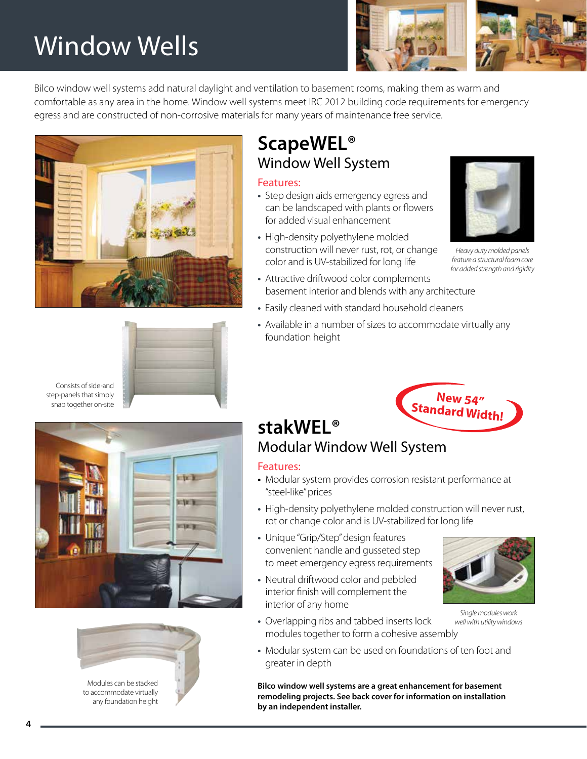# Window Wells

Bilco window well systems add natural daylight and ventilation to basement rooms, making them as warm and comfortable as any area in the home. Window well systems meet IRC 2012 building code requirements for emergency egress and are constructed of non-corrosive materials for many years of maintenance free service.

## ScapeWEL®

### Window Well System

Features:

- Step design aids emergency egress and can be landscaped with plants or flowers for added visual enhancement
- High-density polyethylene molded construction will never rust, rot, or change color and is UV-stabilized for long life
- Attractive driftwood color complements basement interior and blends with any architecture
- Easily cleaned with standard household cleaners
- Available in a number of sizes to accommodate virtually any foundation height

*Heavy duty molded panels feature a structural foam core for added strength and rigidity*

Consists of side-and step-panels that simply snap together on-site

**New 54" Standard Width!**

## stakWEL®

### Modular Window Well System

Features:

- Modular system provides corrosion resistant performance at "steel-like" prices
- High-density polyethylene molded construction will never rust, rot or change color and is UV-stabilized for long life
- Unique "Grip/Step" design features convenient handle and gusseted step to meet emergency egress requirements
- Neutral driftwood color and pebbled interior finish will complement the interior of any home
- Overlapping ribs and tabbed inserts lock modules together to form a cohesive assembly
- Modular system can be used on foundations of ten foot and greater in depth

*Single modules work well with utility windows*

Modules can be stacked to accommodate virtually any foundation height

**Bilco window well systems are a great enhancement for basement remodeling projects. See back cover for information on installation by an independent installer.**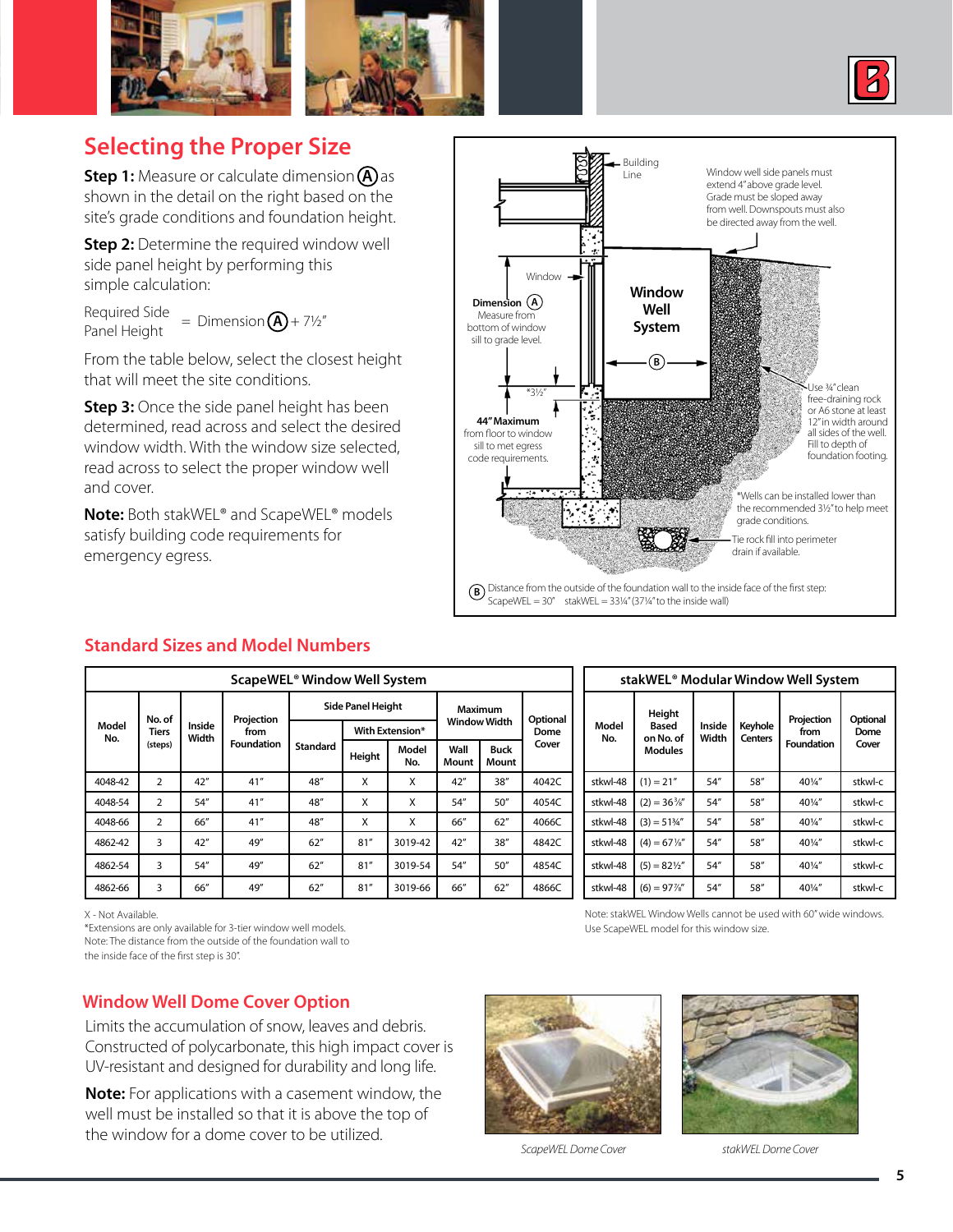## Selecting the Proper Size

**Step 1:** Measure or calculate dimension (A) as shown in the detail on the right based on the site's grade conditions and foundation height.

**Step 2:** Determine the required window well side panel height by performing this simple calculation:

Required Side Panel Height = Dimension (A) + 7½"

From the table below, select the closest height that will meet the site conditions.

**Step 3:** Once the side panel height has been determined, read across and select the desired window width. With the window size selected, read across to select the proper window well and cover.

**Note:** Both stakWEL® and ScapeWEL® models satisfy building code requirements for emergency egress.

Building Line

Window well side panels must extend 4" above grade level. Grade must be sloped away from well. Downspouts must also be directed away from the well.

Window

**Dimension (A)** Measure from bottom of window sill to grade level.

**Window Well System**

(B)

*3½"

**44" Maximum** from floor to window sill to met egress code requirements.

Use ¾" clean free-draining rock or A6 stone at least 12" in width around all sides of the well. Fill to depth of foundation footing.

*Wells can be installed lower than the recommended 3½" to help meet grade conditions.

Tie rock fill into perimeter drain if available.

(B) Distance from the outside of the foundation wall to the inside face of the first step: ScapeWEL = 30" stakWEL = 33¼" (37¼" to the inside wall)

## Standard Sizes and Model Numbers

**ScapeWEL® Window Well System**

| Model No. | No. of Tiers (steps) | Inside Width | Projection from Foundation | Side Panel Height | | | Maximum Window Width | | Optional Dome Cover |
|---|---|---|---|---|---|---|---|---|---|
| | | | | Standard | With Extension* | | | | |
| | | | | | Height | Model No. | Wall Mount | Buck Mount | |
| 4048-42 | 2 | 42" | 41" | 48" | X | X | 42" | 38" | 4042C |
| 4048-54 | 2 | 54" | 41" | 48" | X | X | 54" | 50" | 4054C |
| 4048-66 | 2 | 66" | 41" | 48" | X | X | 66" | 62" | 4066C |
| 4862-42 | 3 | 42" | 49" | 62" | 81" | 3019-42 | 42" | 38" | 4842C |
| 4862-54 | 3 | 54" | 49" | 62" | 81" | 3019-54 | 54" | 50" | 4854C |
| 4862-66 | 3 | 66" | 49" | 62" | 81" | 3019-66 | 66" | 62" | 4866C |

X - Not Available.
*Extensions are only available for 3-tier window well models.
Note: The distance from the outside of the foundation wall to the inside face of the first step is 30".

**stakWEL® Modular Window Well System**

| Model No. | Height Based on No. of Modules | Inside Width | Keyhole Centers | Projection from Foundation | Optional Dome Cover |
|---|---|---|---|---|---|
| stkwl-48 | (1) = 21" | 54" | 58" | 40¼" | stkwl-c |
| stkwl-48 | (2) = 36⅜" | 54" | 58" | 40¼" | stkwl-c |
| stkwl-48 | (3) = 51¾" | 54" | 58" | 40¼" | stkwl-c |
| stkwl-48 | (4) = 67⅛" | 54" | 58" | 40¼" | stkwl-c |
| stkwl-48 | (5) = 82½" | 54" | 58" | 40¼" | stkwl-c |
| stkwl-48 | (6) = 97⅞" | 54" | 58" | 40¼" | stkwl-c |

Note: stakWEL Window Wells cannot be used with 60" wide windows. Use ScapeWEL model for this window size.

## Window Well Dome Cover Option

Limits the accumulation of snow, leaves and debris. Constructed of polycarbonate, this high impact cover is UV-resistant and designed for durability and long life.

**Note:** For applications with a casement window, the well must be installed so that it is above the top of the window for a dome cover to be utilized.

*ScapeWEL Dome Cover*

*stakWEL Dome Cover*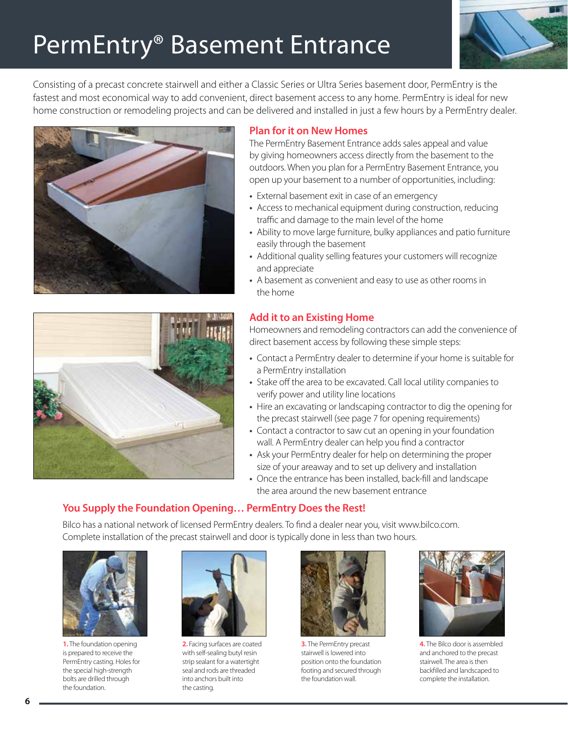# PermEntry® Basement Entrance

Consisting of a precast concrete stairwell and either a Classic Series or Ultra Series basement door, PermEntry is the fastest and most economical way to add convenient, direct basement access to any home. PermEntry is ideal for new home construction or remodeling projects and can be delivered and installed in just a few hours by a PermEntry dealer.

## Plan for it on New Homes

The PermEntry Basement Entrance adds sales appeal and value by giving homeowners access directly from the basement to the outdoors. When you plan for a PermEntry Basement Entrance, you open up your basement to a number of opportunities, including:

- External basement exit in case of an emergency
- Access to mechanical equipment during construction, reducing traffic and damage to the main level of the home
- Ability to move large furniture, bulky appliances and patio furniture easily through the basement
- Additional quality selling features your customers will recognize and appreciate
- A basement as convenient and easy to use as other rooms in the home

## Add it to an Existing Home

Homeowners and remodeling contractors can add the convenience of direct basement access by following these simple steps:

- Contact a PermEntry dealer to determine if your home is suitable for a PermEntry installation
- Stake off the area to be excavated. Call local utility companies to verify power and utility line locations
- Hire an excavating or landscaping contractor to dig the opening for the precast stairwell (see page 7 for opening requirements)
- Contact a contractor to saw cut an opening in your foundation wall. A PermEntry dealer can help you find a contractor
- Ask your PermEntry dealer for help on determining the proper size of your areaway and to set up delivery and installation
- Once the entrance has been installed, back-fill and landscape the area around the new basement entrance

## You Supply the Foundation Opening… PermEntry Does the Rest!

Bilco has a national network of licensed PermEntry dealers. To find a dealer near you, visit www.bilco.com. Complete installation of the precast stairwell and door is typically done in less than two hours.

**1.** The foundation opening is prepared to receive the PermEntry casting. Holes for the special high-strength bolts are drilled through the foundation.

**2.** Facing surfaces are coated with self-sealing butyl resin strip sealant for a watertight seal and rods are threaded into anchors built into the casting.

**3.** The PermEntry precast stairwell is lowered into position onto the foundation footing and secured through the foundation wall.

**4.** The Bilco door is assembled and anchored to the precast stairwell. The area is then backfilled and landscaped to complete the installation.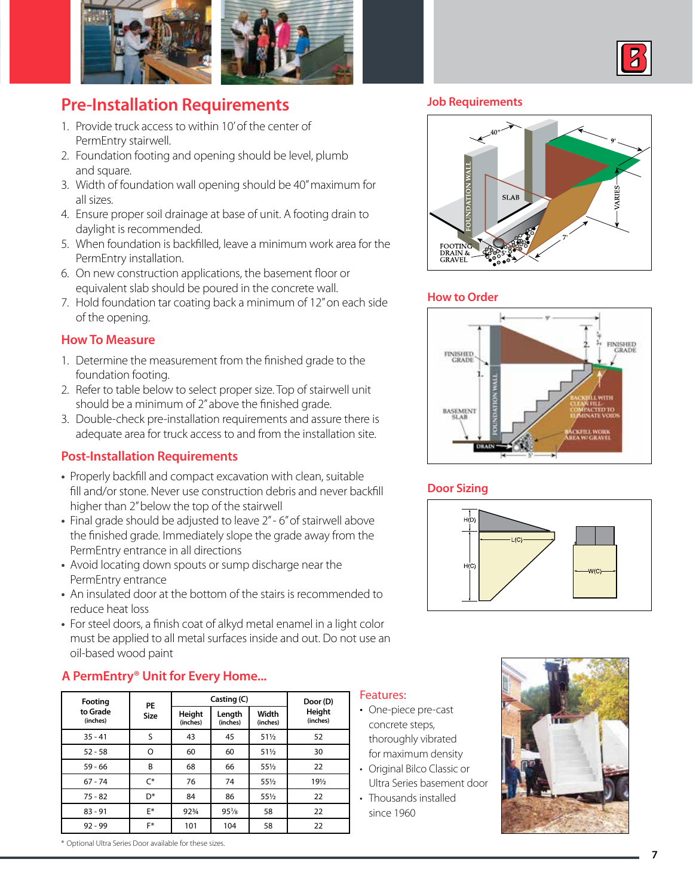## Pre-Installation Requirements

1. Provide truck access to within 10' of the center of PermEntry stairwell.
2. Foundation footing and opening should be level, plumb and square.
3. Width of foundation wall opening should be 40" maximum for all sizes.
4. Ensure proper soil drainage at base of unit. A footing drain to daylight is recommended.
5. When foundation is backfilled, leave a minimum work area for the PermEntry installation.
6. On new construction applications, the basement floor or equivalent slab should be poured in the concrete wall.
7. Hold foundation tar coating back a minimum of 12" on each side of the opening.

### How To Measure

1. Determine the measurement from the finished grade to the foundation footing.
2. Refer to table below to select proper size. Top of stairwell unit should be a minimum of 2" above the finished grade.
3. Double-check pre-installation requirements and assure there is adequate area for truck access to and from the installation site.

### Post-Installation Requirements

- Properly backfill and compact excavation with clean, suitable fill and/or stone. Never use construction debris and never backfill higher than 2" below the top of the stairwell
- Final grade should be adjusted to leave 2" - 6" of stairwell above the finished grade. Immediately slope the grade away from the PermEntry entrance in all directions
- Avoid locating down spouts or sump discharge near the PermEntry entrance
- An insulated door at the bottom of the stairs is recommended to reduce heat loss
- For steel doors, a finish coat of alkyd metal enamel in a light color must be applied to all metal surfaces inside and out. Do not use an oil-based wood paint

### Job Requirements

FOUNDATION WALL, SLAB, FOOTING DRAIN & GRAVEL, 40", 9', VARIES, 7', 5'

### How to Order

FINISHED GRADE, 1., 2., 2"-6", 9', FINISHED GRADE, BASEMENT SLAB, FOUNDATION WALL, BACKFILL WITH CLEAN FILL- COMPACTED TO ELIMINATE VOIDS, BACKFILL WORK AREA W/ GRAVEL, DRAIN, 5'

### Door Sizing

H(D), L(C), H(C), W(C)

### A PermEntry® Unit for Every Home...

| Footing to Grade (inches) | PE Size | Casting (C) | | | Door (D) Height (inches) |
|---|---|---|---|---|---|
| | | Height (inches) | Length (inches) | Width (inches) | |
| 35 - 41 | S | 43 | 45 | 51½ | 52 |
| 52 - 58 | O | 60 | 60 | 51½ | 30 |
| 59 - 66 | B | 68 | 66 | 55½ | 22 |
| 67 - 74 | C* | 76 | 74 | 55½ | 19½ |
| 75 - 82 | D* | 84 | 86 | 55½ | 22 |
| 83 - 91 | E* | 92¾ | 95⅝ | 58 | 22 |
| 92 - 99 | F* | 101 | 104 | 58 | 22 |

\* Optional Ultra Series Door available for these sizes.

### Features:

- One-piece pre-cast concrete steps, thoroughly vibrated for maximum density
- Original Bilco Classic or Ultra Series basement door
- Thousands installed since 1960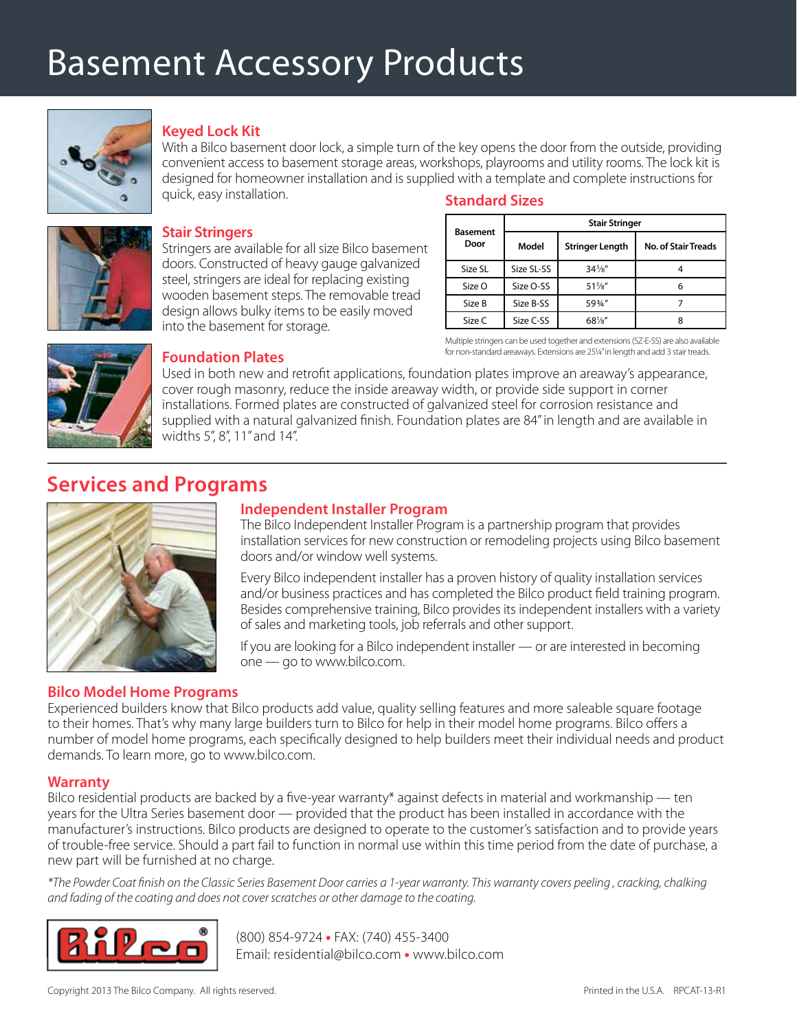# Basement Accessory Products

## Keyed Lock Kit

With a Bilco basement door lock, a simple turn of the key opens the door from the outside, providing convenient access to basement storage areas, workshops, playrooms and utility rooms. The lock kit is designed for homeowner installation and is supplied with a template and complete instructions for quick, easy installation.

## Stair Stringers

Stringers are available for all size Bilco basement doors. Constructed of heavy gauge galvanized steel, stringers are ideal for replacing existing wooden basement steps. The removable tread design allows bulky items to be easily moved into the basement for storage.

### Standard Sizes

| Basement Door | Stair Stringer | | |
|---|---|---|---|
| | Model | Stringer Length | No. of Stair Treads |
| Size SL | Size SL-SS | 34⅝" | 4 |
| Size O | Size O-SS | 51⅜" | 6 |
| Size B | Size B-SS | 59¾" | 7 |
| Size C | Size C-SS | 68⅛" | 8 |

Multiple stringers can be used together and extensions (SZ-E-SS) are also available for non-standard areaways. Extensions are 25¼" in length and add 3 stair treads.

## Foundation Plates

Used in both new and retrofit applications, foundation plates improve an areaway's appearance, cover rough masonry, reduce the inside areaway width, or provide side support in corner installations. Formed plates are constructed of galvanized steel for corrosion resistance and supplied with a natural galvanized finish. Foundation plates are 84" in length and are available in widths 5", 8", 11" and 14".

# Services and Programs

## Independent Installer Program

The Bilco Independent Installer Program is a partnership program that provides installation services for new construction or remodeling projects using Bilco basement doors and/or window well systems.

Every Bilco independent installer has a proven history of quality installation services and/or business practices and has completed the Bilco product field training program. Besides comprehensive training, Bilco provides its independent installers with a variety of sales and marketing tools, job referrals and other support.

If you are looking for a Bilco independent installer — or are interested in becoming one — go to www.bilco.com.

## Bilco Model Home Programs

Experienced builders know that Bilco products add value, quality selling features and more saleable square footage to their homes. That's why many large builders turn to Bilco for help in their model home programs. Bilco offers a number of model home programs, each specifically designed to help builders meet their individual needs and product demands. To learn more, go to www.bilco.com.

## Warranty

Bilco residential products are backed by a five-year warranty* against defects in material and workmanship — ten years for the Ultra Series basement door — provided that the product has been installed in accordance with the manufacturer's instructions. Bilco products are designed to operate to the customer's satisfaction and to provide years of trouble-free service. Should a part fail to function in normal use within this time period from the date of purchase, a new part will be furnished at no charge.

*\*The Powder Coat finish on the Classic Series Basement Door carries a 1-year warranty. This warranty covers peeling , cracking, chalking and fading of the coating and does not cover scratches or other damage to the coating.*

Bilco®

(800) 854-9724 • FAX: (740) 455-3400
Email: residential@bilco.com • www.bilco.com

Copyright 2013 The Bilco Company. All rights reserved.

Printed in the U.S.A. RPCAT-13-R1